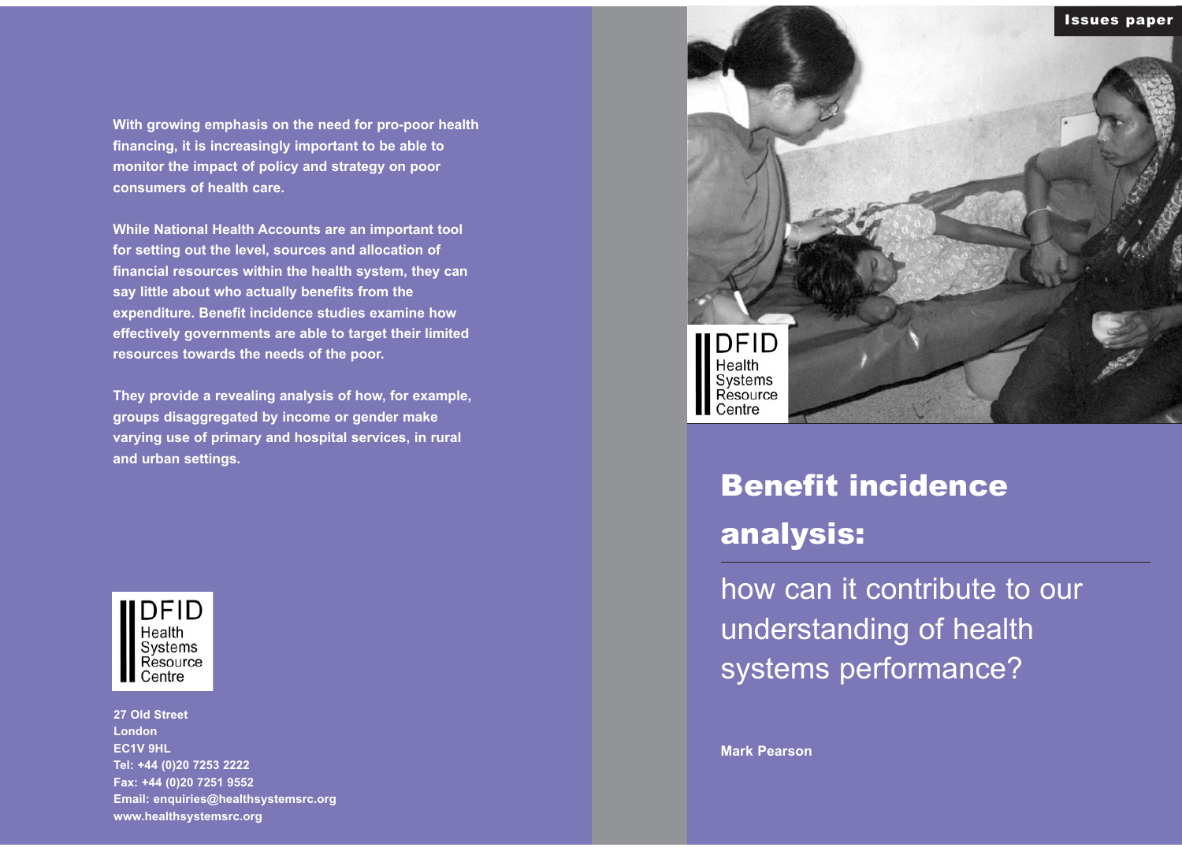Issues paper

# Benefit incidence analysis:

## how can it contribute to our understanding of health systems performance?

**Mark Pearson**

DFID Health Systems Resource Centre

**With growing emphasis on the need for pro-poor health financing, it is increasingly important to be able to monitor the impact of policy and strategy on poor consumers of health care.**

**While National Health Accounts are an important tool for setting out the level, sources and allocation of financial resources within the health system, they can say little about who actually benefits from the expenditure. Benefit incidence studies examine how effectively governments are able to target their limited resources towards the needs of the poor.**

**They provide a revealing analysis of how, for example, groups disaggregated by income or gender make varying use of primary and hospital services, in rural and urban settings.**

DFID Health Systems Resource Centre

**27 Old Street**
**London**
**EC1V 9HL**
**Tel: +44 (0)20 7253 2222**
**Fax: +44 (0)20 7251 9552**
**Email: enquiries@healthsystemsrc.org**
**www.healthsystemsrc.org**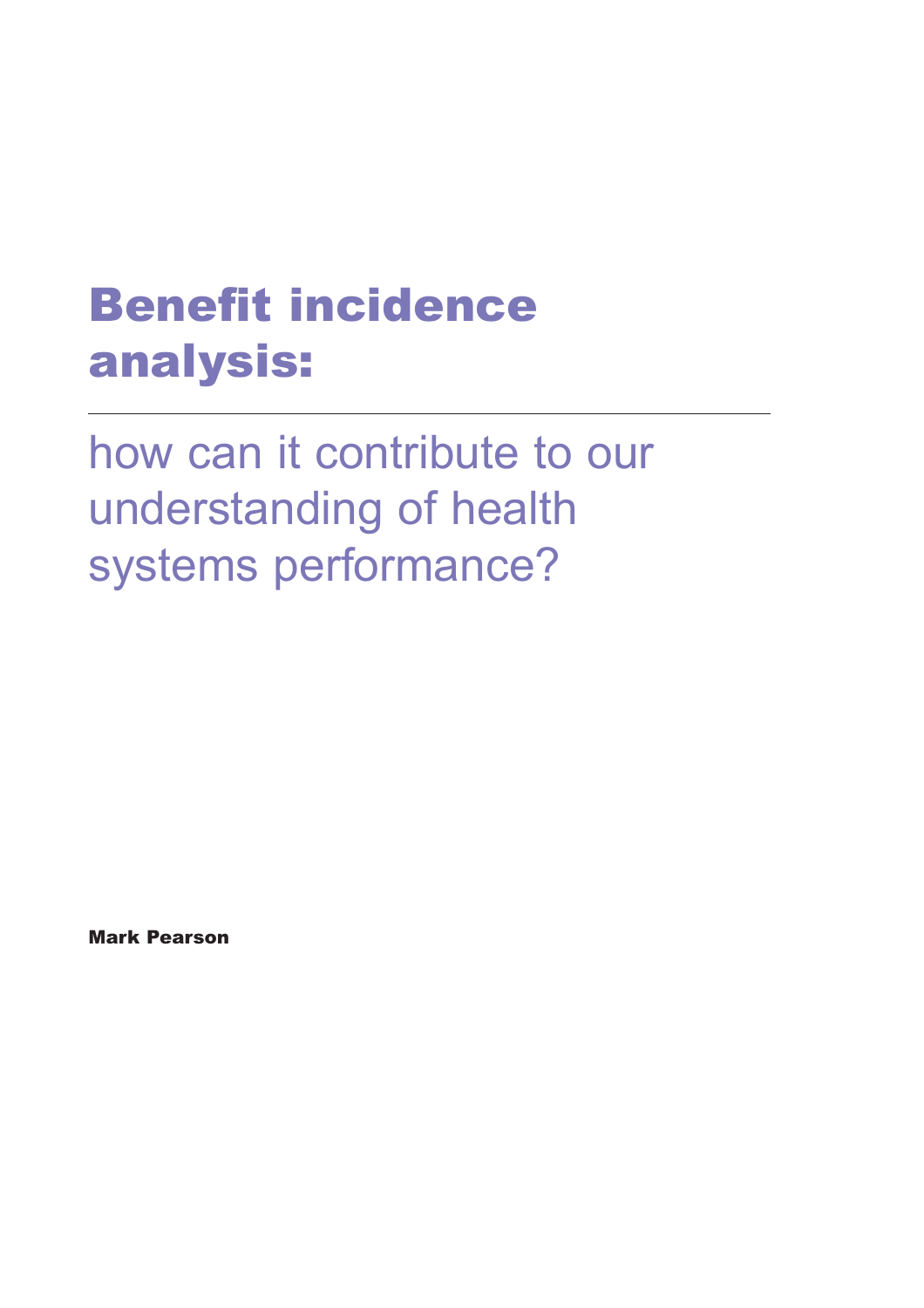# Benefit incidence analysis:

---

## how can it contribute to our understanding of health systems performance?

**Mark Pearson**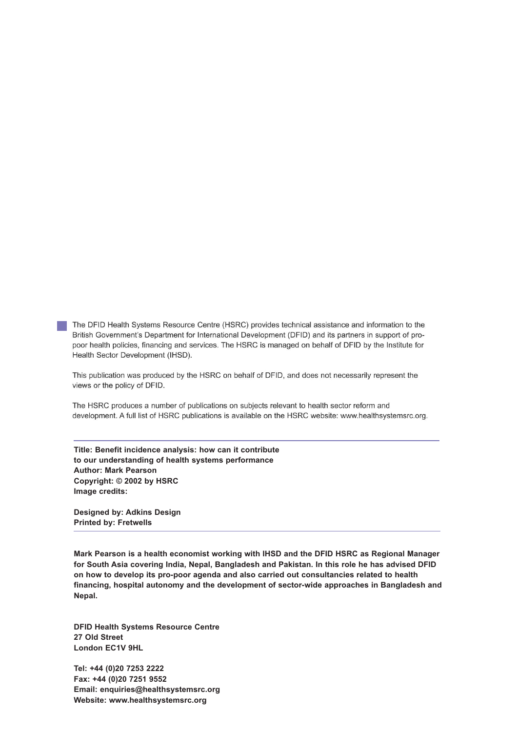The DFID Health Systems Resource Centre (HSRC) provides technical assistance and information to the British Government's Department for International Development (DFID) and its partners in support of pro-poor health policies, financing and services. The HSRC is managed on behalf of DFID by the Institute for Health Sector Development (IHSD).

This publication was produced by the HSRC on behalf of DFID, and does not necessarily represent the views or the policy of DFID.

The HSRC produces a number of publications on subjects relevant to health sector reform and development. A full list of HSRC publications is available on the HSRC website: www.healthsystemsrc.org.

---

**Title: Benefit incidence analysis: how can it contribute to our understanding of health systems performance**
**Author: Mark Pearson**
**Copyright: © 2002 by HSRC**
**Image credits:**

**Designed by: Adkins Design**
**Printed by: Fretwells**

---

**Mark Pearson is a health economist working with IHSD and the DFID HSRC as Regional Manager for South Asia covering India, Nepal, Bangladesh and Pakistan. In this role he has advised DFID on how to develop its pro-poor agenda and also carried out consultancies related to health financing, hospital autonomy and the development of sector-wide approaches in Bangladesh and Nepal.**

**DFID Health Systems Resource Centre**
**27 Old Street**
**London EC1V 9HL**

**Tel: +44 (0)20 7253 2222**
**Fax: +44 (0)20 7251 9552**
**Email: enquiries@healthsystemsrc.org**
**Website: www.healthsystemsrc.org**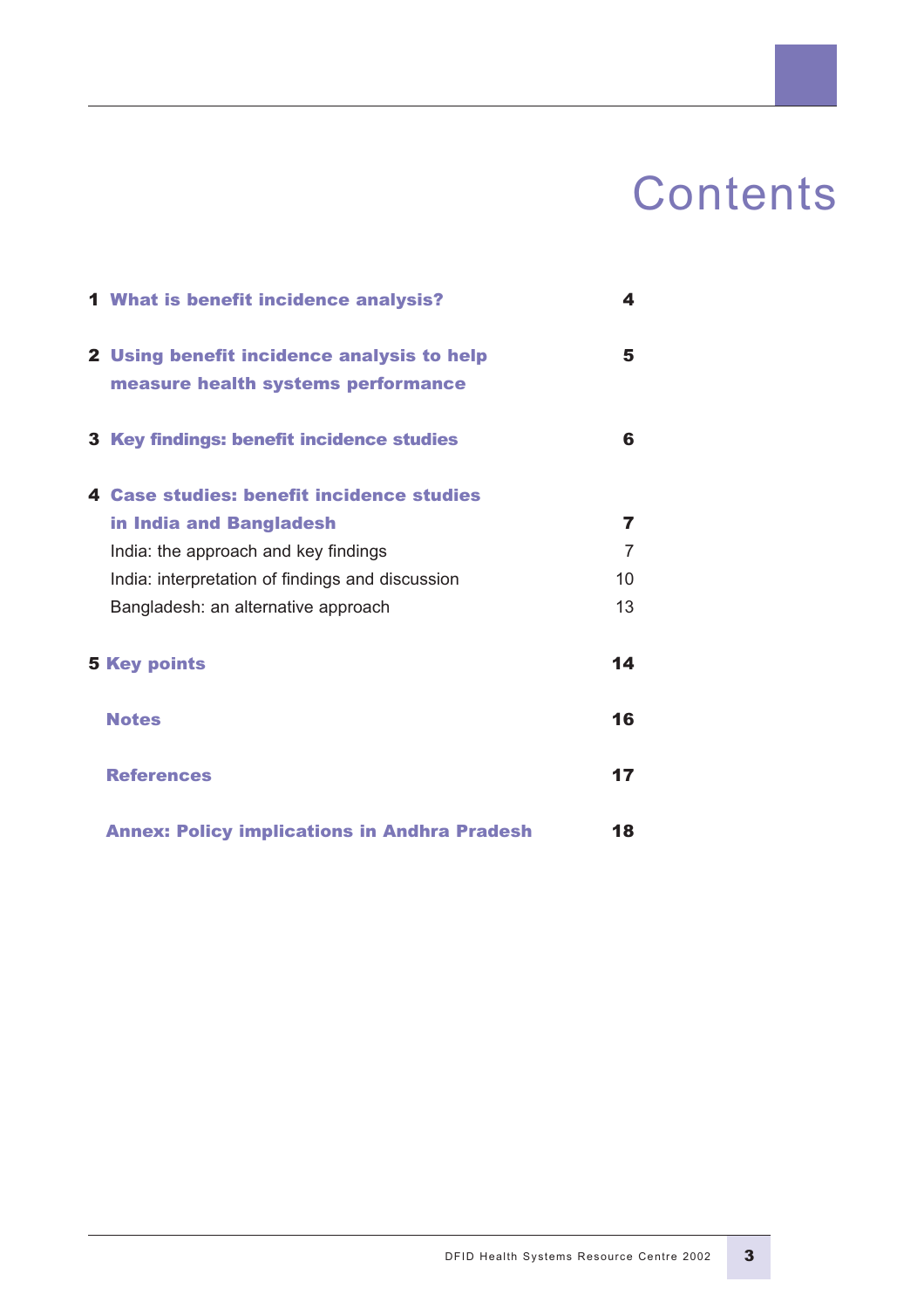# Contents

| | | |
|---|---|---|
| **1** | **What is benefit incidence analysis?** | **4** |
| **2** | **Using benefit incidence analysis to help measure health systems performance** | **5** |
| **3** | **Key findings: benefit incidence studies** | **6** |
| **4** | **Case studies: benefit incidence studies in India and Bangladesh** | **7** |
| | India: the approach and key findings | 7 |
| | India: interpretation of findings and discussion | 10 |
| | Bangladesh: an alternative approach | 13 |
| **5** | **Key points** | **14** |
| | **Notes** | **16** |
| | **References** | **17** |
| | **Annex: Policy implications in Andhra Pradesh** | **18** |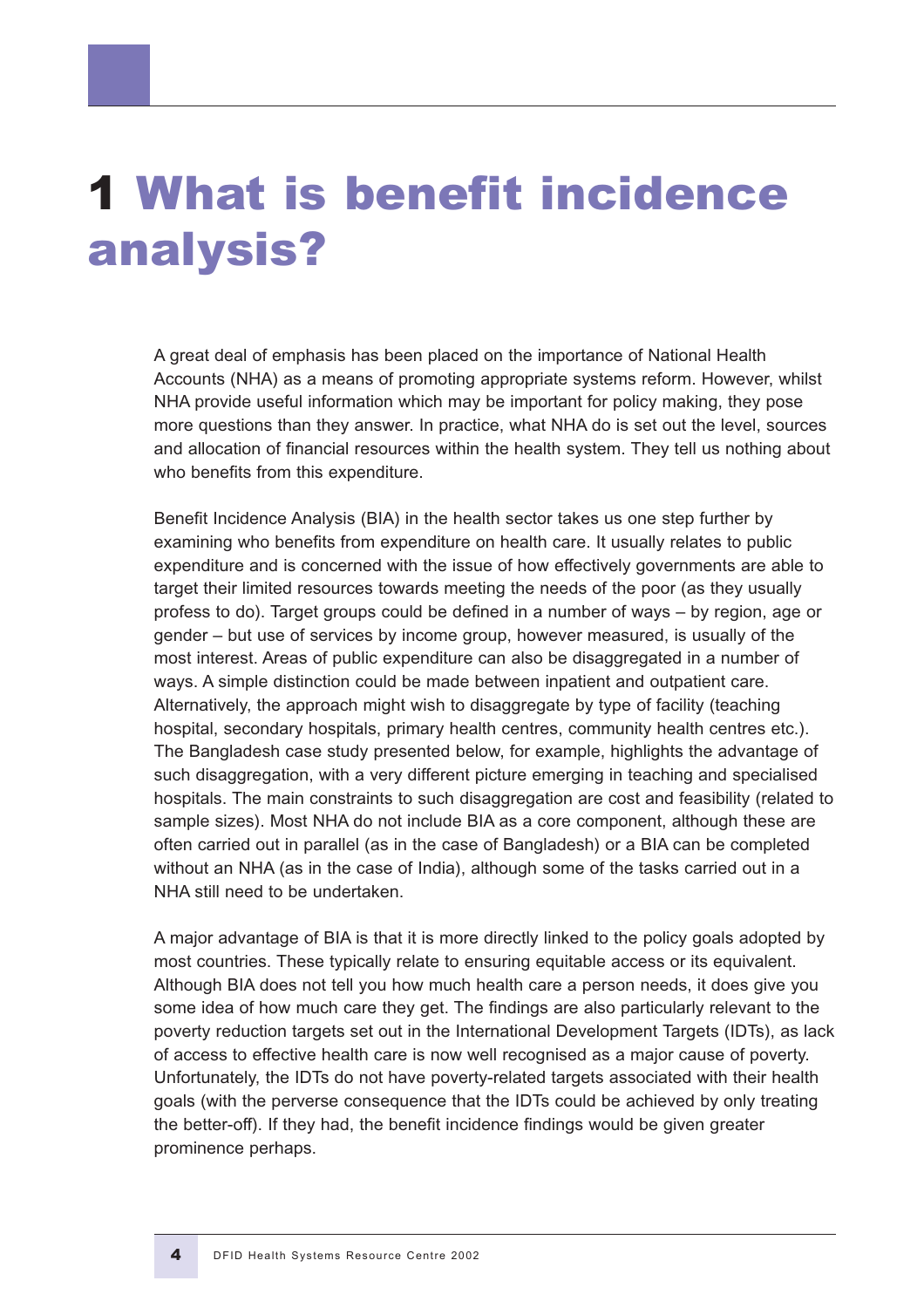# 1 What is benefit incidence analysis?

A great deal of emphasis has been placed on the importance of National Health Accounts (NHA) as a means of promoting appropriate systems reform. However, whilst NHA provide useful information which may be important for policy making, they pose more questions than they answer. In practice, what NHA do is set out the level, sources and allocation of financial resources within the health system. They tell us nothing about who benefits from this expenditure.

Benefit Incidence Analysis (BIA) in the health sector takes us one step further by examining who benefits from expenditure on health care. It usually relates to public expenditure and is concerned with the issue of how effectively governments are able to target their limited resources towards meeting the needs of the poor (as they usually profess to do). Target groups could be defined in a number of ways – by region, age or gender – but use of services by income group, however measured, is usually of the most interest. Areas of public expenditure can also be disaggregated in a number of ways. A simple distinction could be made between inpatient and outpatient care. Alternatively, the approach might wish to disaggregate by type of facility (teaching hospital, secondary hospitals, primary health centres, community health centres etc.). The Bangladesh case study presented below, for example, highlights the advantage of such disaggregation, with a very different picture emerging in teaching and specialised hospitals. The main constraints to such disaggregation are cost and feasibility (related to sample sizes). Most NHA do not include BIA as a core component, although these are often carried out in parallel (as in the case of Bangladesh) or a BIA can be completed without an NHA (as in the case of India), although some of the tasks carried out in a NHA still need to be undertaken.

A major advantage of BIA is that it is more directly linked to the policy goals adopted by most countries. These typically relate to ensuring equitable access or its equivalent. Although BIA does not tell you how much health care a person needs, it does give you some idea of how much care they get. The findings are also particularly relevant to the poverty reduction targets set out in the International Development Targets (IDTs), as lack of access to effective health care is now well recognised as a major cause of poverty. Unfortunately, the IDTs do not have poverty-related targets associated with their health goals (with the perverse consequence that the IDTs could be achieved by only treating the better-off). If they had, the benefit incidence findings would be given greater prominence perhaps.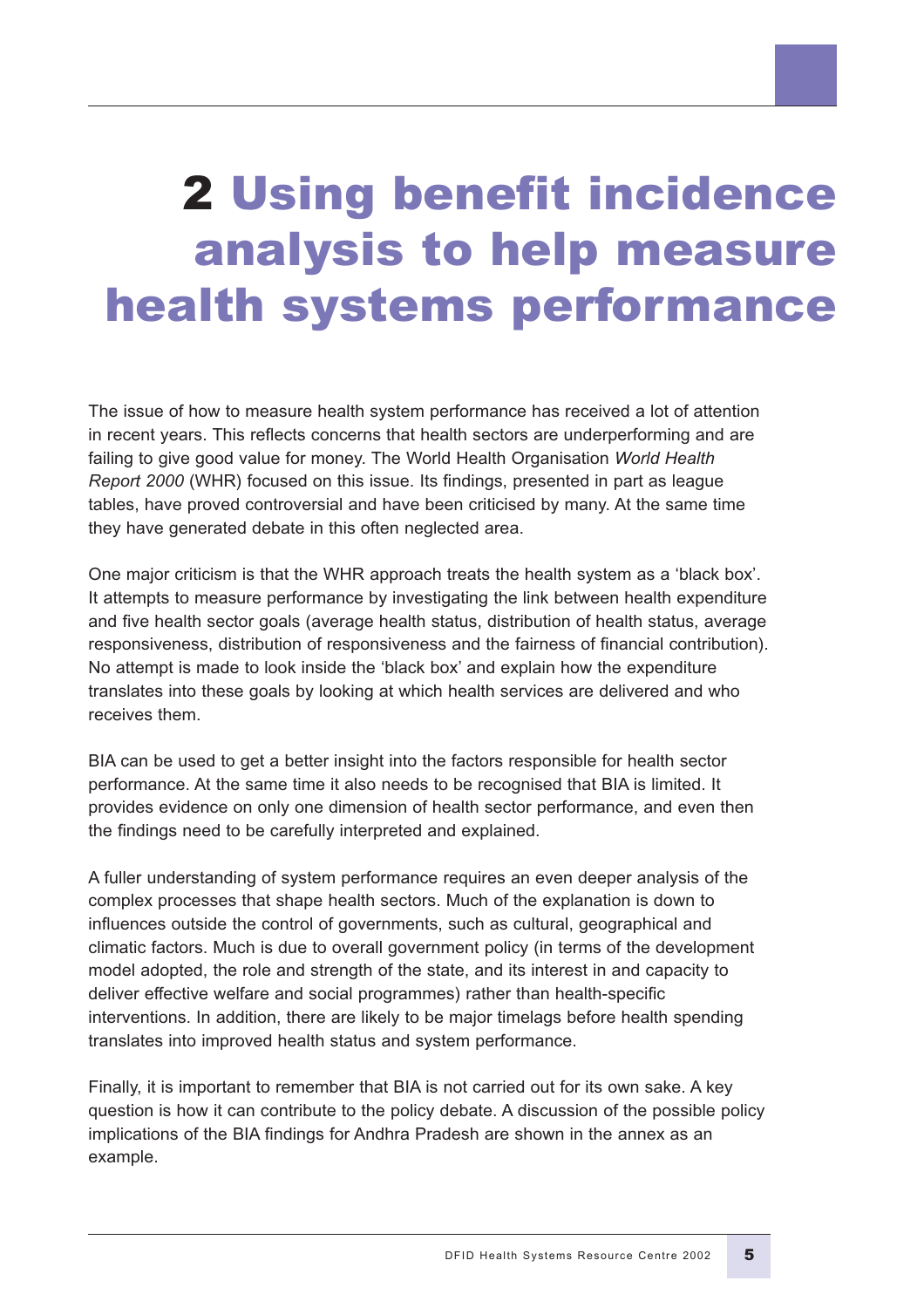# 2 Using benefit incidence analysis to help measure health systems performance

The issue of how to measure health system performance has received a lot of attention in recent years. This reflects concerns that health sectors are underperforming and are failing to give good value for money. The World Health Organisation *World Health Report 2000* (WHR) focused on this issue. Its findings, presented in part as league tables, have proved controversial and have been criticised by many. At the same time they have generated debate in this often neglected area.

One major criticism is that the WHR approach treats the health system as a 'black box'. It attempts to measure performance by investigating the link between health expenditure and five health sector goals (average health status, distribution of health status, average responsiveness, distribution of responsiveness and the fairness of financial contribution). No attempt is made to look inside the 'black box' and explain how the expenditure translates into these goals by looking at which health services are delivered and who receives them.

BIA can be used to get a better insight into the factors responsible for health sector performance. At the same time it also needs to be recognised that BIA is limited. It provides evidence on only one dimension of health sector performance, and even then the findings need to be carefully interpreted and explained.

A fuller understanding of system performance requires an even deeper analysis of the complex processes that shape health sectors. Much of the explanation is down to influences outside the control of governments, such as cultural, geographical and climatic factors. Much is due to overall government policy (in terms of the development model adopted, the role and strength of the state, and its interest in and capacity to deliver effective welfare and social programmes) rather than health-specific interventions. In addition, there are likely to be major timelags before health spending translates into improved health status and system performance.

Finally, it is important to remember that BIA is not carried out for its own sake. A key question is how it can contribute to the policy debate. A discussion of the possible policy implications of the BIA findings for Andhra Pradesh are shown in the annex as an example.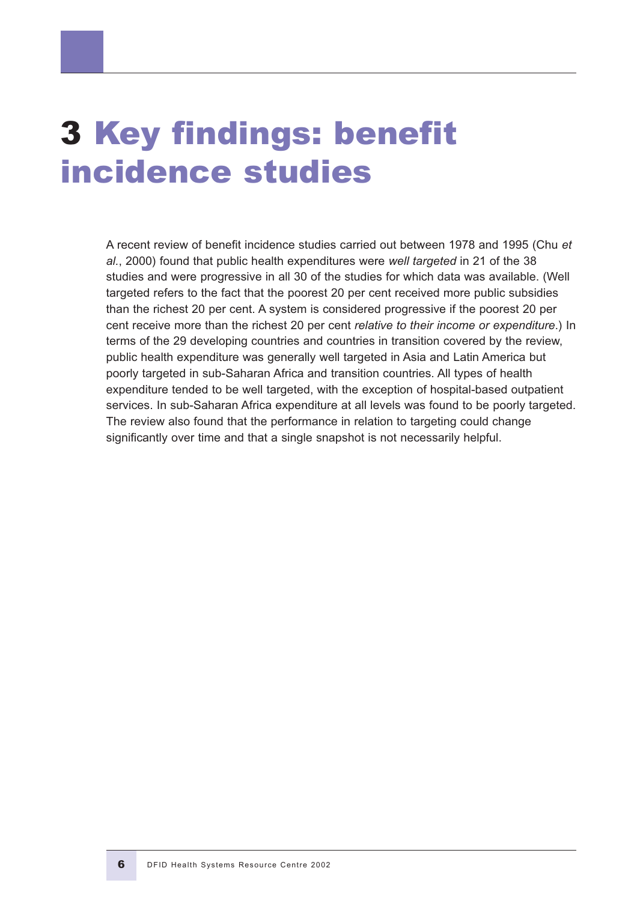# 3 Key findings: benefit incidence studies

A recent review of benefit incidence studies carried out between 1978 and 1995 (Chu *et al.*, 2000) found that public health expenditures were *well targeted* in 21 of the 38 studies and were progressive in all 30 of the studies for which data was available. (Well targeted refers to the fact that the poorest 20 per cent received more public subsidies than the richest 20 per cent. A system is considered progressive if the poorest 20 per cent receive more than the richest 20 per cent *relative to their income or expenditure*.) In terms of the 29 developing countries and countries in transition covered by the review, public health expenditure was generally well targeted in Asia and Latin America but poorly targeted in sub-Saharan Africa and transition countries. All types of health expenditure tended to be well targeted, with the exception of hospital-based outpatient services. In sub-Saharan Africa expenditure at all levels was found to be poorly targeted. The review also found that the performance in relation to targeting could change significantly over time and that a single snapshot is not necessarily helpful.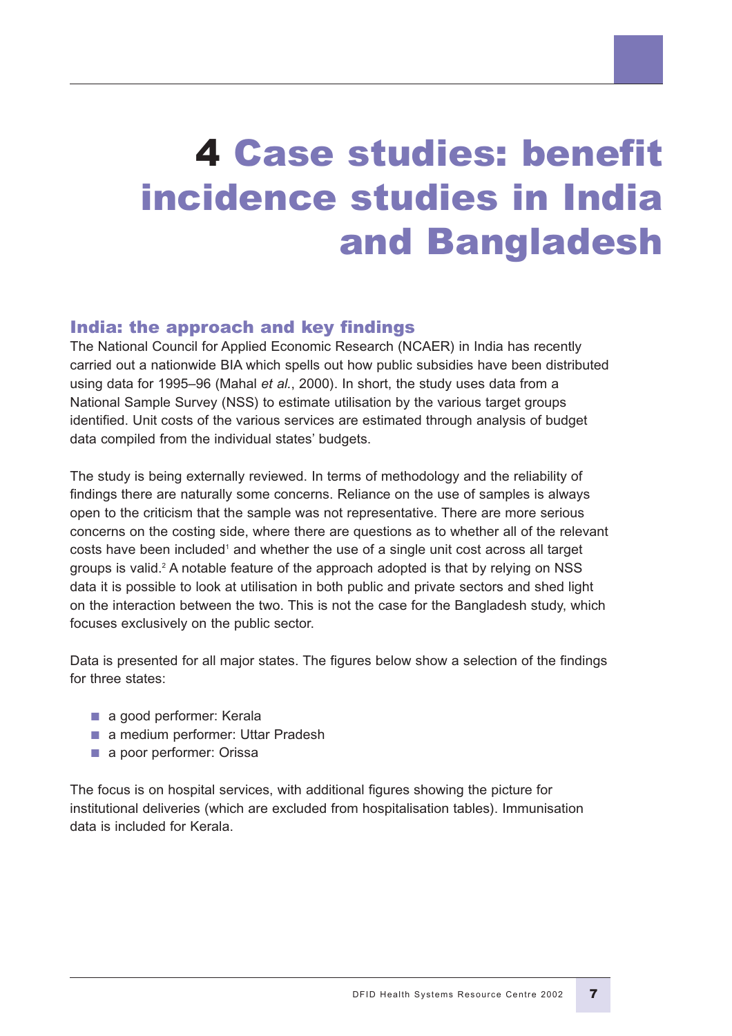# 4 Case studies: benefit incidence studies in India and Bangladesh

## India: the approach and key findings

The National Council for Applied Economic Research (NCAER) in India has recently carried out a nationwide BIA which spells out how public subsidies have been distributed using data for 1995–96 (Mahal *et al.*, 2000). In short, the study uses data from a National Sample Survey (NSS) to estimate utilisation by the various target groups identified. Unit costs of the various services are estimated through analysis of budget data compiled from the individual states' budgets.

The study is being externally reviewed. In terms of methodology and the reliability of findings there are naturally some concerns. Reliance on the use of samples is always open to the criticism that the sample was not representative. There are more serious concerns on the costing side, where there are questions as to whether all of the relevant costs have been included[1] and whether the use of a single unit cost across all target groups is valid.[2] A notable feature of the approach adopted is that by relying on NSS data it is possible to look at utilisation in both public and private sectors and shed light on the interaction between the two. This is not the case for the Bangladesh study, which focuses exclusively on the public sector.

Data is presented for all major states. The figures below show a selection of the findings for three states:

- a good performer: Kerala
- a medium performer: Uttar Pradesh
- a poor performer: Orissa

The focus is on hospital services, with additional figures showing the picture for institutional deliveries (which are excluded from hospitalisation tables). Immunisation data is included for Kerala.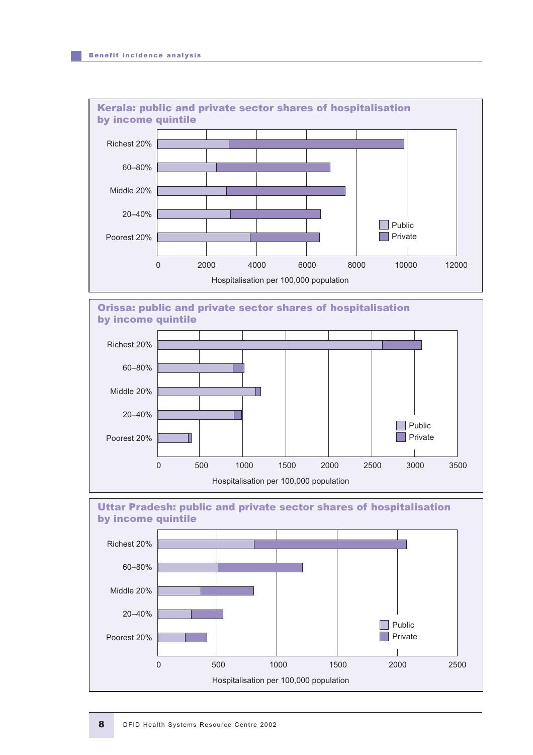### Kerala: public and private sector shares of hospitalisation by income quintile

| Income quintile | Public | Private |
| --- | --- | --- |
| Richest 20% | | |
| 60–80% | | |
| Middle 20% | | |
| 20–40% | | |
| Poorest 20% | | |

Hospitalisation per 100,000 population (axis: 0, 2000, 4000, 6000, 8000, 10000, 12000)

### Orissa: public and private sector shares of hospitalisation by income quintile

| Income quintile | Public | Private |
| --- | --- | --- |
| Richest 20% | | |
| 60–80% | | |
| Middle 20% | | |
| 20–40% | | |
| Poorest 20% | | |

Hospitalisation per 100,000 population (axis: 0, 500, 1000, 1500, 2000, 2500, 3000, 3500)

### Uttar Pradesh: public and private sector shares of hospitalisation by income quintile

| Income quintile | Public | Private |
| --- | --- | --- |
| Richest 20% | | |
| 60–80% | | |
| Middle 20% | | |
| 20–40% | | |
| Poorest 20% | | |

Hospitalisation per 100,000 population (axis: 0, 500, 1000, 1500, 2000, 2500)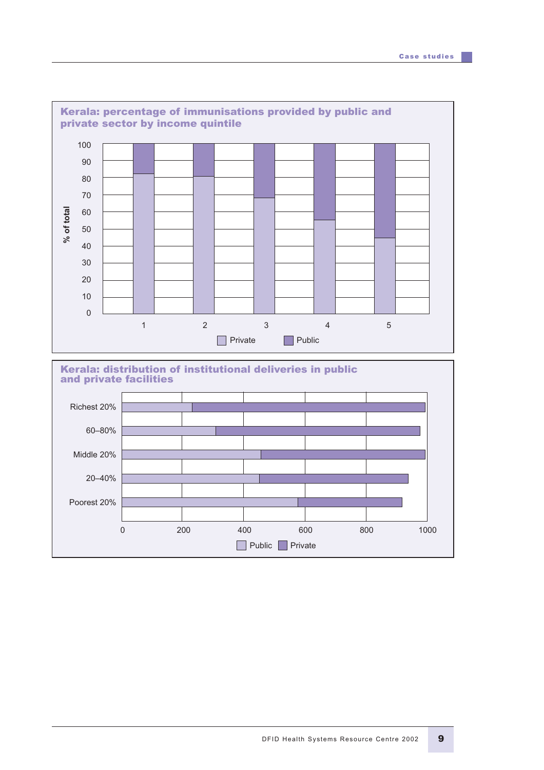**Kerala: percentage of immunisations provided by public and private sector by income quintile**

**Kerala: distribution of institutional deliveries in public and private facilities**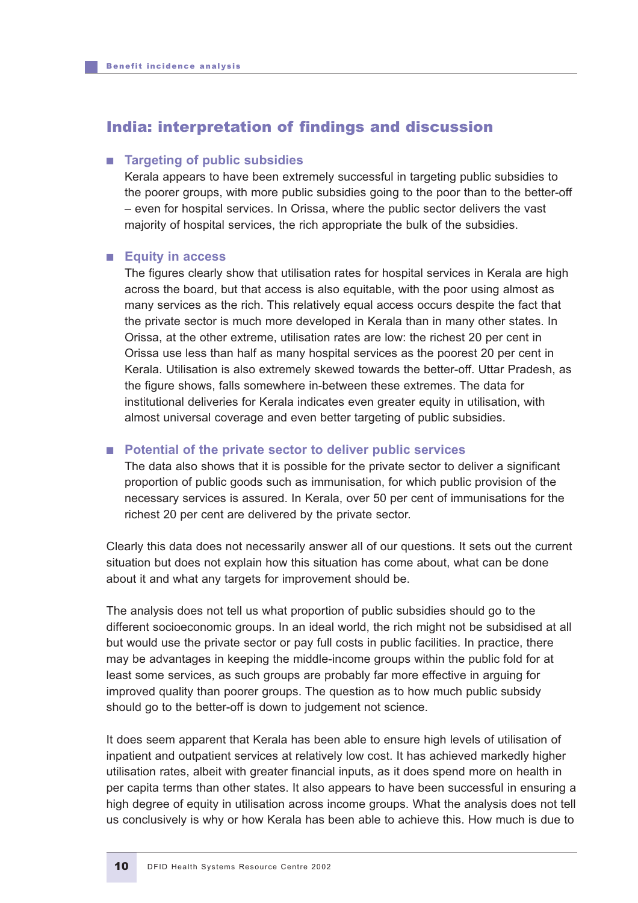## India: interpretation of findings and discussion

- **Targeting of public subsidies**

  Kerala appears to have been extremely successful in targeting public subsidies to the poorer groups, with more public subsidies going to the poor than to the better-off – even for hospital services. In Orissa, where the public sector delivers the vast majority of hospital services, the rich appropriate the bulk of the subsidies.

- **Equity in access**

  The figures clearly show that utilisation rates for hospital services in Kerala are high across the board, but that access is also equitable, with the poor using almost as many services as the rich. This relatively equal access occurs despite the fact that the private sector is much more developed in Kerala than in many other states. In Orissa, at the other extreme, utilisation rates are low: the richest 20 per cent in Orissa use less than half as many hospital services as the poorest 20 per cent in Kerala. Utilisation is also extremely skewed towards the better-off. Uttar Pradesh, as the figure shows, falls somewhere in-between these extremes. The data for institutional deliveries for Kerala indicates even greater equity in utilisation, with almost universal coverage and even better targeting of public subsidies.

- **Potential of the private sector to deliver public services**

  The data also shows that it is possible for the private sector to deliver a significant proportion of public goods such as immunisation, for which public provision of the necessary services is assured. In Kerala, over 50 per cent of immunisations for the richest 20 per cent are delivered by the private sector.

Clearly this data does not necessarily answer all of our questions. It sets out the current situation but does not explain how this situation has come about, what can be done about it and what any targets for improvement should be.

The analysis does not tell us what proportion of public subsidies should go to the different socioeconomic groups. In an ideal world, the rich might not be subsidised at all but would use the private sector or pay full costs in public facilities. In practice, there may be advantages in keeping the middle-income groups within the public fold for at least some services, as such groups are probably far more effective in arguing for improved quality than poorer groups. The question as to how much public subsidy should go to the better-off is down to judgement not science.

It does seem apparent that Kerala has been able to ensure high levels of utilisation of inpatient and outpatient services at relatively low cost. It has achieved markedly higher utilisation rates, albeit with greater financial inputs, as it does spend more on health in per capita terms than other states. It also appears to have been successful in ensuring a high degree of equity in utilisation across income groups. What the analysis does not tell us conclusively is why or how Kerala has been able to achieve this. How much is due to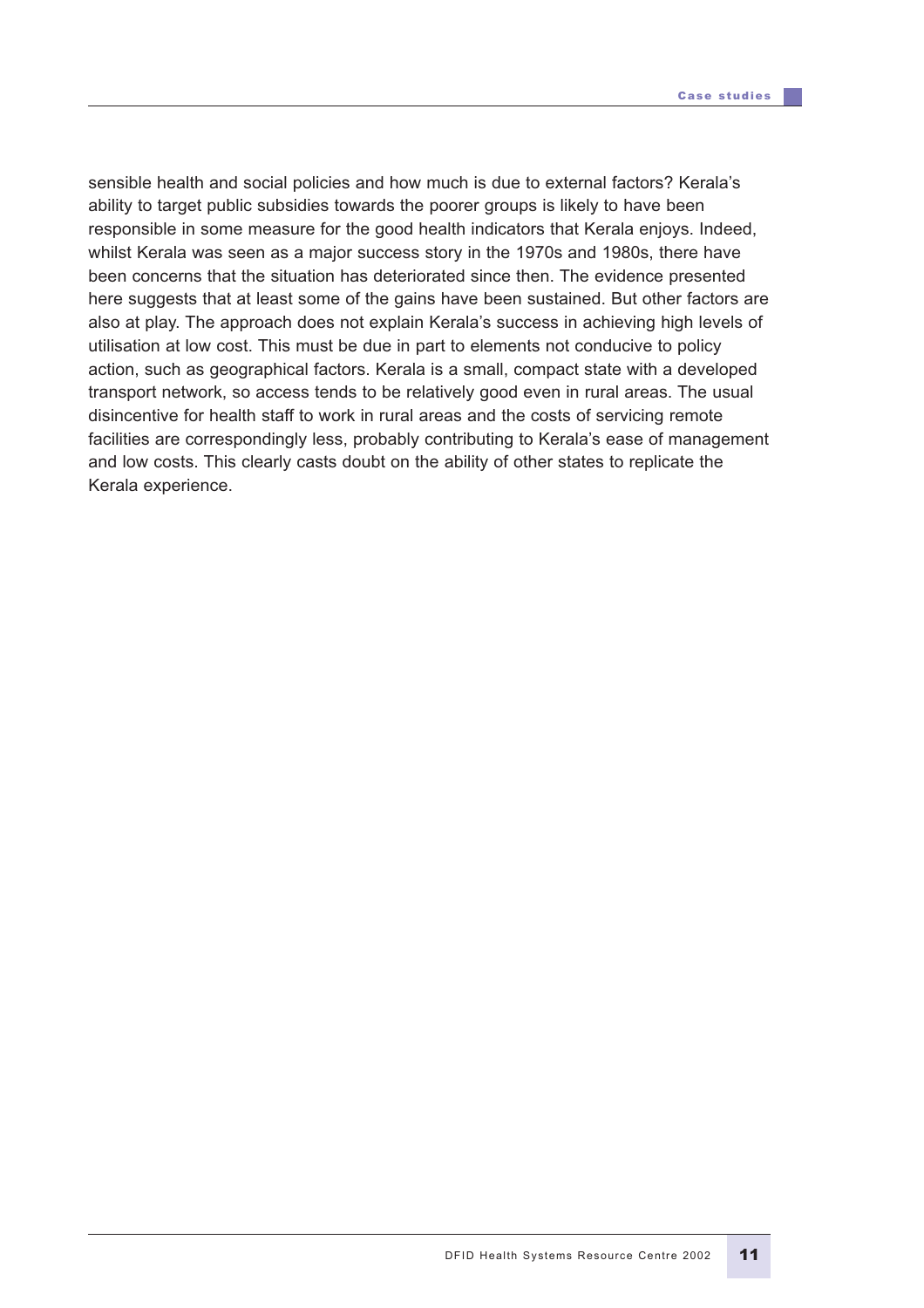sensible health and social policies and how much is due to external factors? Kerala's ability to target public subsidies towards the poorer groups is likely to have been responsible in some measure for the good health indicators that Kerala enjoys. Indeed, whilst Kerala was seen as a major success story in the 1970s and 1980s, there have been concerns that the situation has deteriorated since then. The evidence presented here suggests that at least some of the gains have been sustained. But other factors are also at play. The approach does not explain Kerala's success in achieving high levels of utilisation at low cost. This must be due in part to elements not conducive to policy action, such as geographical factors. Kerala is a small, compact state with a developed transport network, so access tends to be relatively good even in rural areas. The usual disincentive for health staff to work in rural areas and the costs of servicing remote facilities are correspondingly less, probably contributing to Kerala's ease of management and low costs. This clearly casts doubt on the ability of other states to replicate the Kerala experience.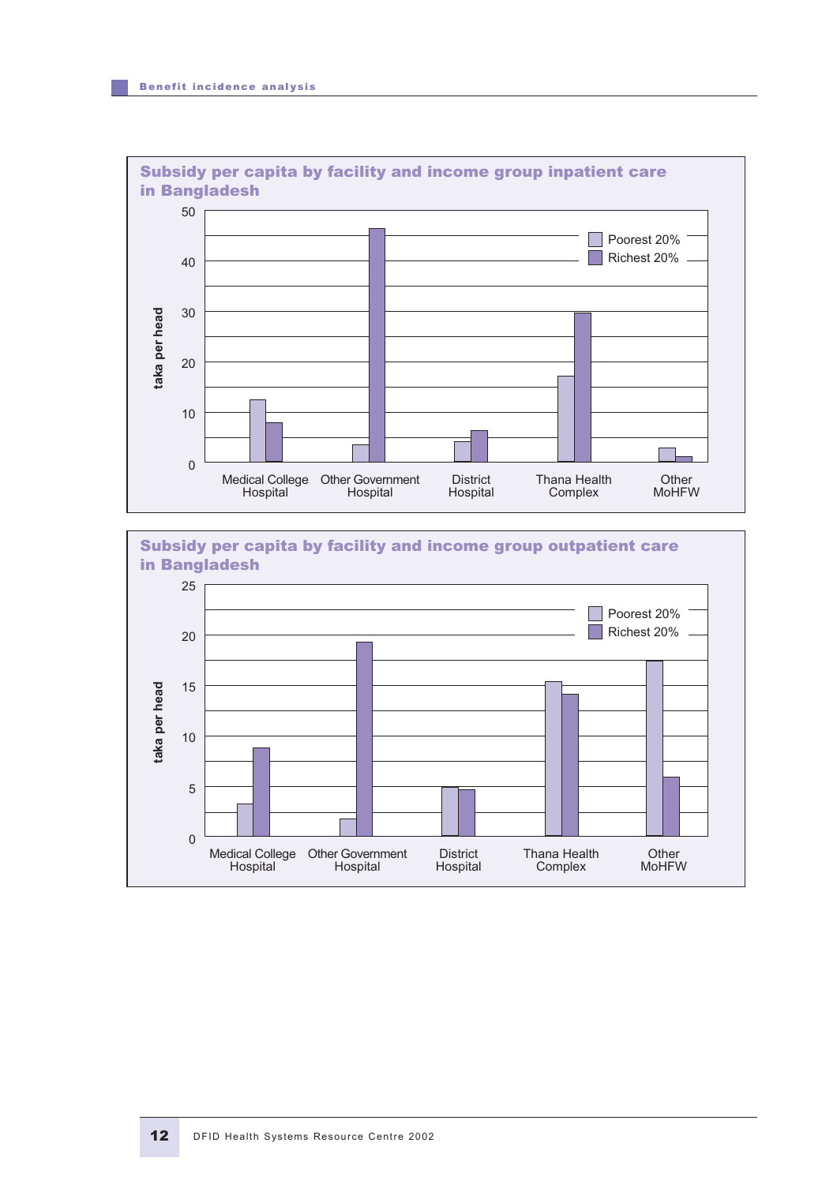## Subsidy per capita by facility and income group inpatient care in Bangladesh

taka per head

| | Poorest 20% | Richest 20% |
|---|---|---|
| Medical College Hospital | 12.5 | 8 |
| Other Government Hospital | 3.5 | 46.5 |
| District Hospital | 4 | 6.5 |
| Thana Health Complex | 17 | 29.5 |
| Other MoHFW | 3 | 1 |

## Subsidy per capita by facility and income group outpatient care in Bangladesh

taka per head

| | Poorest 20% | Richest 20% |
|---|---|---|
| Medical College Hospital | 3.2 | 8.8 |
| Other Government Hospital | 1.8 | 19.3 |
| District Hospital | 4.9 | 4.7 |
| Thana Health Complex | 15.3 | 14.1 |
| Other MoHFW | 17.4 | 5.9 |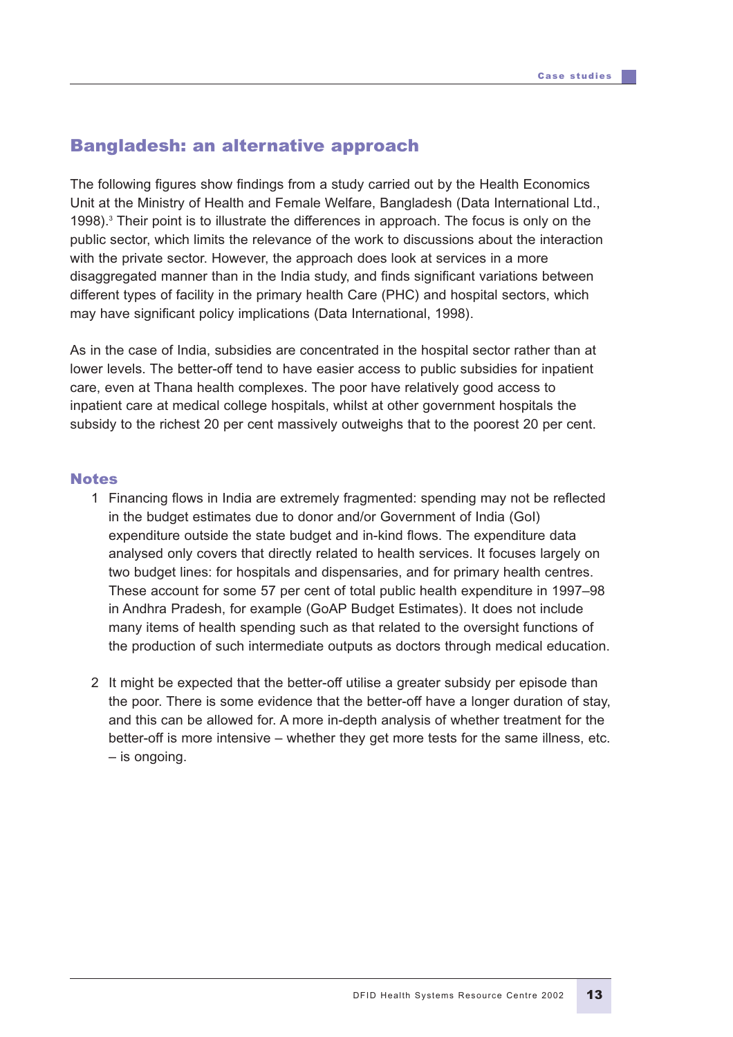## Bangladesh: an alternative approach

The following figures show findings from a study carried out by the Health Economics Unit at the Ministry of Health and Female Welfare, Bangladesh (Data International Ltd., 1998).[3] Their point is to illustrate the differences in approach. The focus is only on the public sector, which limits the relevance of the work to discussions about the interaction with the private sector. However, the approach does look at services in a more disaggregated manner than in the India study, and finds significant variations between different types of facility in the primary health Care (PHC) and hospital sectors, which may have significant policy implications (Data International, 1998).

As in the case of India, subsidies are concentrated in the hospital sector rather than at lower levels. The better-off tend to have easier access to public subsidies for inpatient care, even at Thana health complexes. The poor have relatively good access to inpatient care at medical college hospitals, whilst at other government hospitals the subsidy to the richest 20 per cent massively outweighs that to the poorest 20 per cent.

### Notes

1. Financing flows in India are extremely fragmented: spending may not be reflected in the budget estimates due to donor and/or Government of India (GoI) expenditure outside the state budget and in-kind flows. The expenditure data analysed only covers that directly related to health services. It focuses largely on two budget lines: for hospitals and dispensaries, and for primary health centres. These account for some 57 per cent of total public health expenditure in 1997–98 in Andhra Pradesh, for example (GoAP Budget Estimates). It does not include many items of health spending such as that related to the oversight functions of the production of such intermediate outputs as doctors through medical education.

2. It might be expected that the better-off utilise a greater subsidy per episode than the poor. There is some evidence that the better-off have a longer duration of stay, and this can be allowed for. A more in-depth analysis of whether treatment for the better-off is more intensive – whether they get more tests for the same illness, etc. – is ongoing.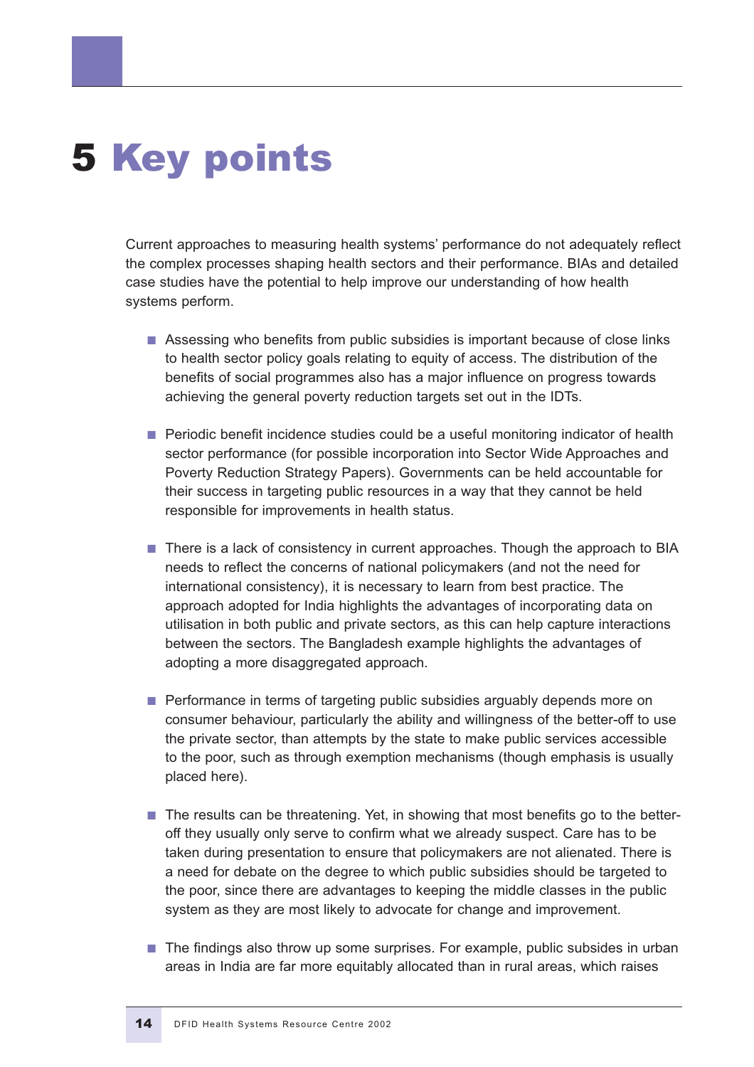# 5 Key points

Current approaches to measuring health systems' performance do not adequately reflect the complex processes shaping health sectors and their performance. BIAs and detailed case studies have the potential to help improve our understanding of how health systems perform.

- Assessing who benefits from public subsidies is important because of close links to health sector policy goals relating to equity of access. The distribution of the benefits of social programmes also has a major influence on progress towards achieving the general poverty reduction targets set out in the IDTs.

- Periodic benefit incidence studies could be a useful monitoring indicator of health sector performance (for possible incorporation into Sector Wide Approaches and Poverty Reduction Strategy Papers). Governments can be held accountable for their success in targeting public resources in a way that they cannot be held responsible for improvements in health status.

- There is a lack of consistency in current approaches. Though the approach to BIA needs to reflect the concerns of national policymakers (and not the need for international consistency), it is necessary to learn from best practice. The approach adopted for India highlights the advantages of incorporating data on utilisation in both public and private sectors, as this can help capture interactions between the sectors. The Bangladesh example highlights the advantages of adopting a more disaggregated approach.

- Performance in terms of targeting public subsidies arguably depends more on consumer behaviour, particularly the ability and willingness of the better-off to use the private sector, than attempts by the state to make public services accessible to the poor, such as through exemption mechanisms (though emphasis is usually placed here).

- The results can be threatening. Yet, in showing that most benefits go to the better-off they usually only serve to confirm what we already suspect. Care has to be taken during presentation to ensure that policymakers are not alienated. There is a need for debate on the degree to which public subsidies should be targeted to the poor, since there are advantages to keeping the middle classes in the public system as they are most likely to advocate for change and improvement.

- The findings also throw up some surprises. For example, public subsides in urban areas in India are far more equitably allocated than in rural areas, which raises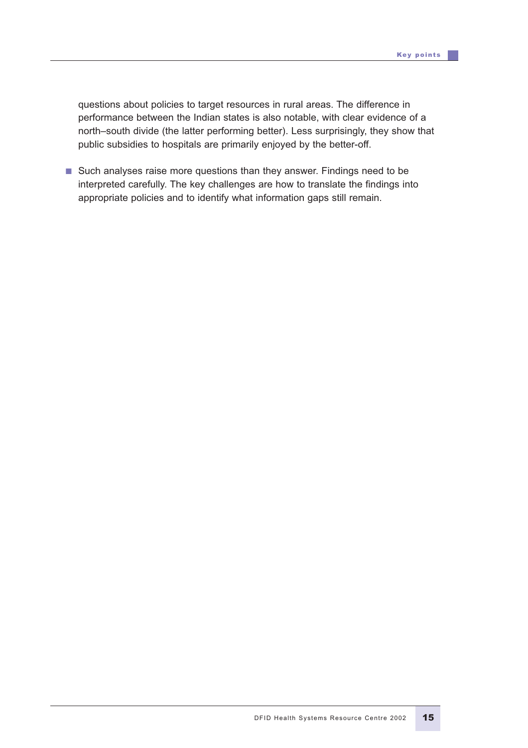questions about policies to target resources in rural areas. The difference in performance between the Indian states is also notable, with clear evidence of a north–south divide (the latter performing better). Less surprisingly, they show that public subsidies to hospitals are primarily enjoyed by the better-off.

- Such analyses raise more questions than they answer. Findings need to be interpreted carefully. The key challenges are how to translate the findings into appropriate policies and to identify what information gaps still remain.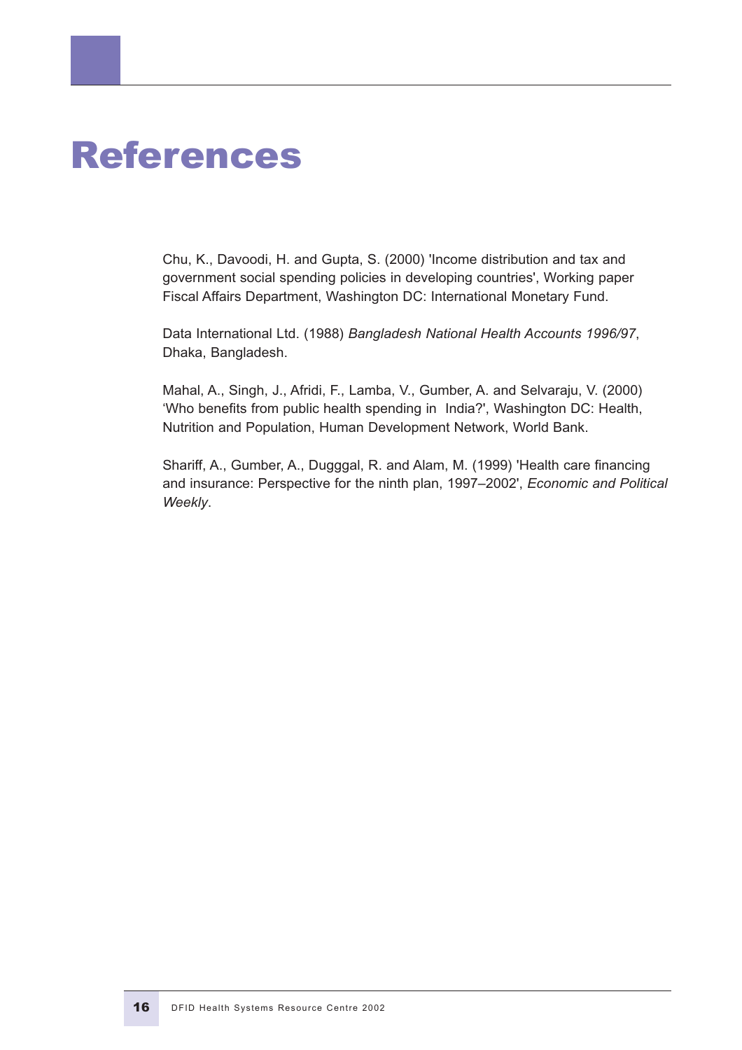# References

Chu, K., Davoodi, H. and Gupta, S. (2000) 'Income distribution and tax and government social spending policies in developing countries', Working paper Fiscal Affairs Department, Washington DC: International Monetary Fund.

Data International Ltd. (1988) *Bangladesh National Health Accounts 1996/97*, Dhaka, Bangladesh.

Mahal, A., Singh, J., Afridi, F., Lamba, V., Gumber, A. and Selvaraju, V. (2000) 'Who benefits from public health spending in India?', Washington DC: Health, Nutrition and Population, Human Development Network, World Bank.

Shariff, A., Gumber, A., Dugggal, R. and Alam, M. (1999) 'Health care financing and insurance: Perspective for the ninth plan, 1997–2002', *Economic and Political Weekly*.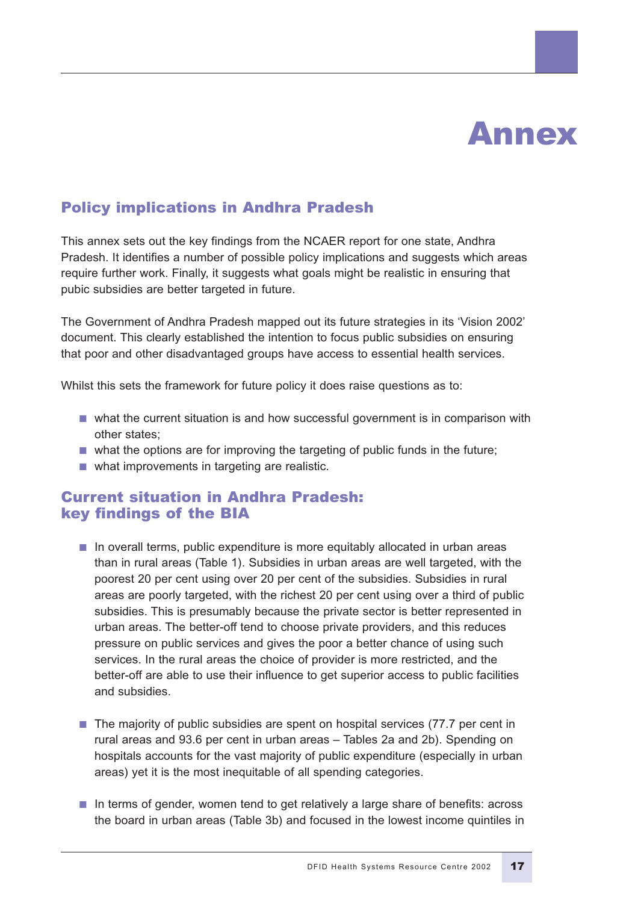# Annex

## Policy implications in Andhra Pradesh

This annex sets out the key findings from the NCAER report for one state, Andhra Pradesh. It identifies a number of possible policy implications and suggests which areas require further work. Finally, it suggests what goals might be realistic in ensuring that pubic subsidies are better targeted in future.

The Government of Andhra Pradesh mapped out its future strategies in its 'Vision 2002' document. This clearly established the intention to focus public subsidies on ensuring that poor and other disadvantaged groups have access to essential health services.

Whilst this sets the framework for future policy it does raise questions as to:

- what the current situation is and how successful government is in comparison with other states;
- what the options are for improving the targeting of public funds in the future;
- what improvements in targeting are realistic.

## Current situation in Andhra Pradesh: key findings of the BIA

- In overall terms, public expenditure is more equitably allocated in urban areas than in rural areas (Table 1). Subsidies in urban areas are well targeted, with the poorest 20 per cent using over 20 per cent of the subsidies. Subsidies in rural areas are poorly targeted, with the richest 20 per cent using over a third of public subsidies. This is presumably because the private sector is better represented in urban areas. The better-off tend to choose private providers, and this reduces pressure on public services and gives the poor a better chance of using such services. In the rural areas the choice of provider is more restricted, and the better-off are able to use their influence to get superior access to public facilities and subsidies.

- The majority of public subsidies are spent on hospital services (77.7 per cent in rural areas and 93.6 per cent in urban areas – Tables 2a and 2b). Spending on hospitals accounts for the vast majority of public expenditure (especially in urban areas) yet it is the most inequitable of all spending categories.

- In terms of gender, women tend to get relatively a large share of benefits: across the board in urban areas (Table 3b) and focused in the lowest income quintiles in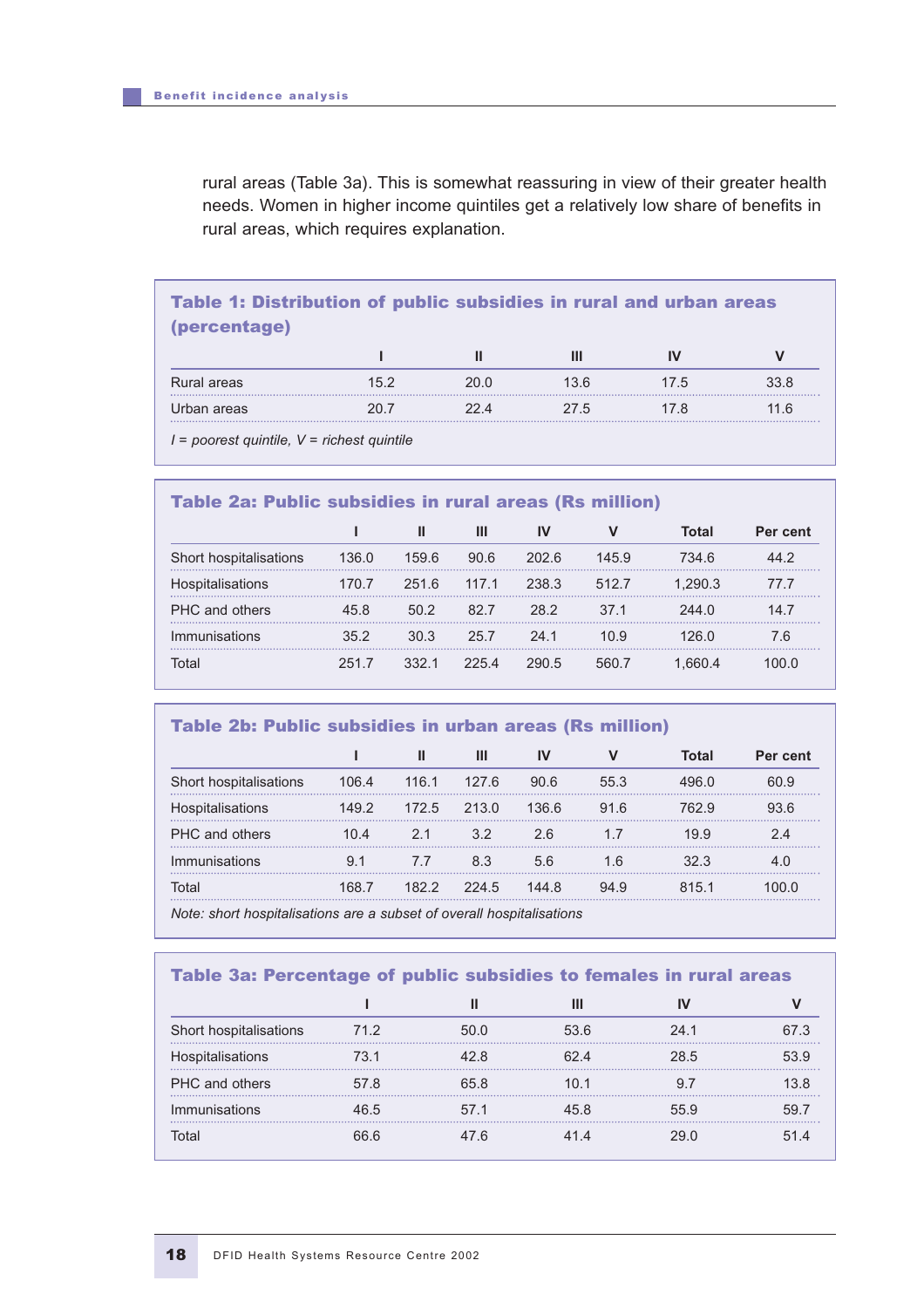rural areas (Table 3a). This is somewhat reassuring in view of their greater health needs. Women in higher income quintiles get a relatively low share of benefits in rural areas, which requires explanation.

**Table 1: Distribution of public subsidies in rural and urban areas (percentage)**

| | I | II | III | IV | V |
|---|---|---|---|---|---|
| Rural areas | 15.2 | 20.0 | 13.6 | 17.5 | 33.8 |
| Urban areas | 20.7 | 22.4 | 27.5 | 17.8 | 11.6 |

*I = poorest quintile, V = richest quintile*

**Table 2a: Public subsidies in rural areas (Rs million)**

| | I | II | III | IV | V | Total | Per cent |
|---|---|---|---|---|---|---|---|
| Short hospitalisations | 136.0 | 159.6 | 90.6 | 202.6 | 145.9 | 734.6 | 44.2 |
| Hospitalisations | 170.7 | 251.6 | 117.1 | 238.3 | 512.7 | 1,290.3 | 77.7 |
| PHC and others | 45.8 | 50.2 | 82.7 | 28.2 | 37.1 | 244.0 | 14.7 |
| Immunisations | 35.2 | 30.3 | 25.7 | 24.1 | 10.9 | 126.0 | 7.6 |
| Total | 251.7 | 332.1 | 225.4 | 290.5 | 560.7 | 1,660.4 | 100.0 |

**Table 2b: Public subsidies in urban areas (Rs million)**

| | I | II | III | IV | V | Total | Per cent |
|---|---|---|---|---|---|---|---|
| Short hospitalisations | 106.4 | 116.1 | 127.6 | 90.6 | 55.3 | 496.0 | 60.9 |
| Hospitalisations | 149.2 | 172.5 | 213.0 | 136.6 | 91.6 | 762.9 | 93.6 |
| PHC and others | 10.4 | 2.1 | 3.2 | 2.6 | 1.7 | 19.9 | 2.4 |
| Immunisations | 9.1 | 7.7 | 8.3 | 5.6 | 1.6 | 32.3 | 4.0 |
| Total | 168.7 | 182.2 | 224.5 | 144.8 | 94.9 | 815.1 | 100.0 |

*Note: short hospitalisations are a subset of overall hospitalisations*

**Table 3a: Percentage of public subsidies to females in rural areas**

| | I | II | III | IV | V |
|---|---|---|---|---|---|
| Short hospitalisations | 71.2 | 50.0 | 53.6 | 24.1 | 67.3 |
| Hospitalisations | 73.1 | 42.8 | 62.4 | 28.5 | 53.9 |
| PHC and others | 57.8 | 65.8 | 10.1 | 9.7 | 13.8 |
| Immunisations | 46.5 | 57.1 | 45.8 | 55.9 | 59.7 |
| Total | 66.6 | 47.6 | 41.4 | 29.0 | 51.4 |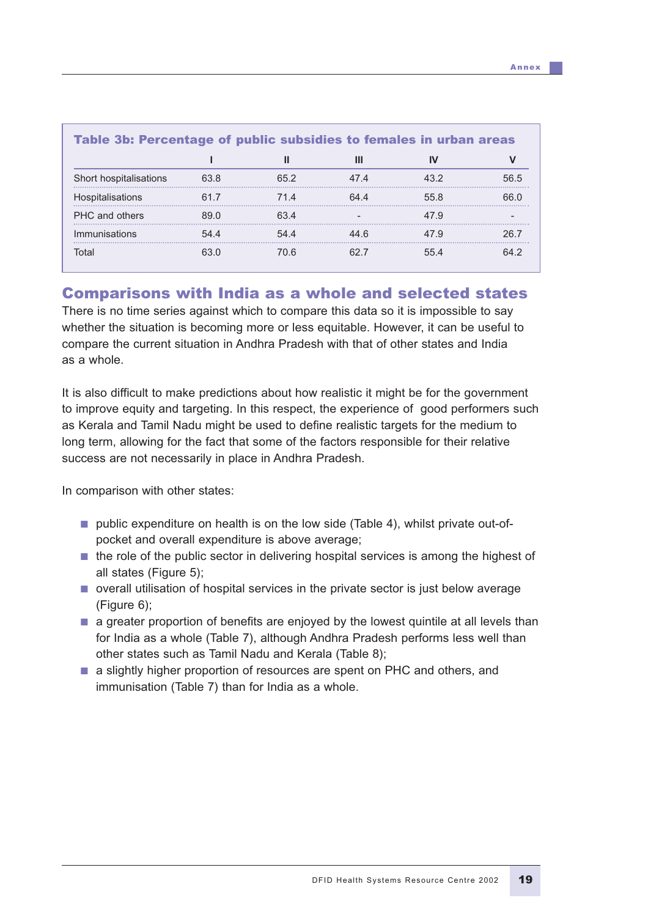**Table 3b: Percentage of public subsidies to females in urban areas**

| | I | II | III | IV | V |
|---|---|---|---|---|---|
| Short hospitalisations | 63.8 | 65.2 | 47.4 | 43.2 | 56.5 |
| Hospitalisations | 61.7 | 71.4 | 64.4 | 55.8 | 66.0 |
| PHC and others | 89.0 | 63.4 | - | 47.9 | - |
| Immunisations | 54.4 | 54.4 | 44.6 | 47.9 | 26.7 |
| Total | 63.0 | 70.6 | 62.7 | 55.4 | 64.2 |

## Comparisons with India as a whole and selected states

There is no time series against which to compare this data so it is impossible to say whether the situation is becoming more or less equitable. However, it can be useful to compare the current situation in Andhra Pradesh with that of other states and India as a whole.

It is also difficult to make predictions about how realistic it might be for the government to improve equity and targeting. In this respect, the experience of good performers such as Kerala and Tamil Nadu might be used to define realistic targets for the medium to long term, allowing for the fact that some of the factors responsible for their relative success are not necessarily in place in Andhra Pradesh.

In comparison with other states:

- public expenditure on health is on the low side (Table 4), whilst private out-of-pocket and overall expenditure is above average;
- the role of the public sector in delivering hospital services is among the highest of all states (Figure 5);
- overall utilisation of hospital services in the private sector is just below average (Figure 6);
- a greater proportion of benefits are enjoyed by the lowest quintile at all levels than for India as a whole (Table 7), although Andhra Pradesh performs less well than other states such as Tamil Nadu and Kerala (Table 8);
- a slightly higher proportion of resources are spent on PHC and others, and immunisation (Table 7) than for India as a whole.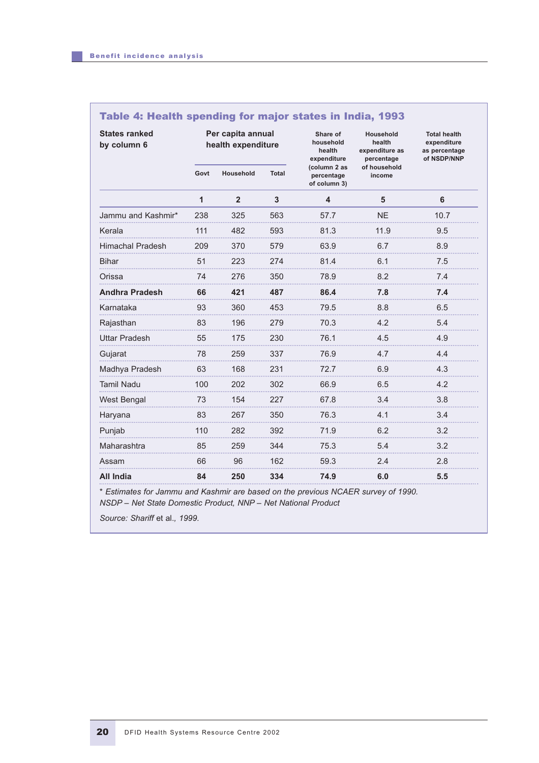**Table 4: Health spending for major states in India, 1993**

| States ranked by column 6 | Per capita annual health expenditure | | | Share of household health expenditure (column 2 as percentage of column 3) | Household health expenditure as percentage of household income | Total health expenditure as percentage of NSDP/NNP |
|---|---|---|---|---|---|---|
| | Govt | Household | Total | | | |
| | 1 | 2 | 3 | 4 | 5 | 6 |
| Jammu and Kashmir* | 238 | 325 | 563 | 57.7 | NE | 10.7 |
| Kerala | 111 | 482 | 593 | 81.3 | 11.9 | 9.5 |
| Himachal Pradesh | 209 | 370 | 579 | 63.9 | 6.7 | 8.9 |
| Bihar | 51 | 223 | 274 | 81.4 | 6.1 | 7.5 |
| Orissa | 74 | 276 | 350 | 78.9 | 8.2 | 7.4 |
| **Andhra Pradesh** | **66** | **421** | **487** | **86.4** | **7.8** | **7.4** |
| Karnataka | 93 | 360 | 453 | 79.5 | 8.8 | 6.5 |
| Rajasthan | 83 | 196 | 279 | 70.3 | 4.2 | 5.4 |
| Uttar Pradesh | 55 | 175 | 230 | 76.1 | 4.5 | 4.9 |
| Gujarat | 78 | 259 | 337 | 76.9 | 4.7 | 4.4 |
| Madhya Pradesh | 63 | 168 | 231 | 72.7 | 6.9 | 4.3 |
| Tamil Nadu | 100 | 202 | 302 | 66.9 | 6.5 | 4.2 |
| West Bengal | 73 | 154 | 227 | 67.8 | 3.4 | 3.8 |
| Haryana | 83 | 267 | 350 | 76.3 | 4.1 | 3.4 |
| Punjab | 110 | 282 | 392 | 71.9 | 6.2 | 3.2 |
| Maharashtra | 85 | 259 | 344 | 75.3 | 5.4 | 3.2 |
| Assam | 66 | 96 | 162 | 59.3 | 2.4 | 2.8 |
| **All India** | **84** | **250** | **334** | **74.9** | **6.0** | **5.5** |

*\* Estimates for Jammu and Kashmir are based on the previous NCAER survey of 1990.*
*NSDP – Net State Domestic Product, NNP – Net National Product*

*Source: Shariff* et al.*, 1999.*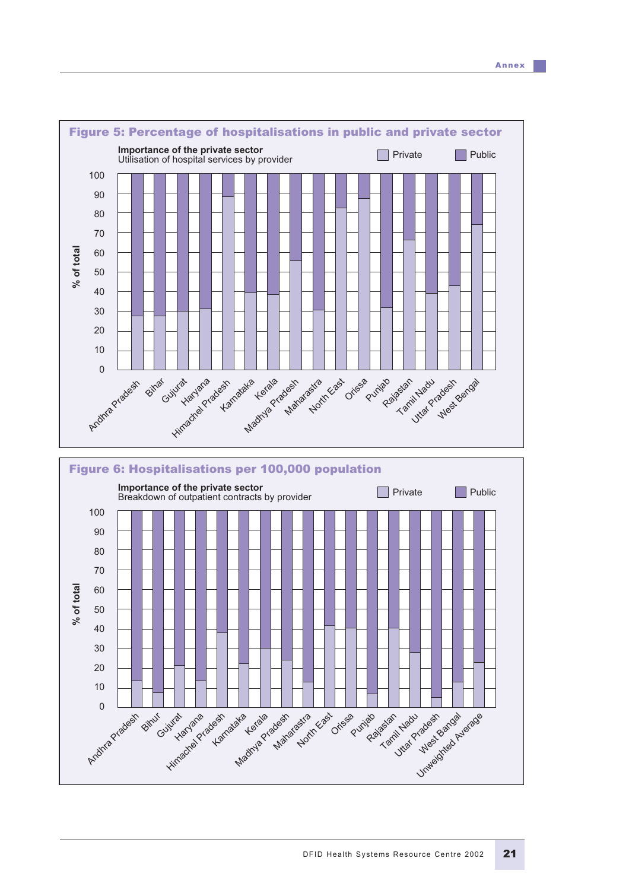## Figure 5: Percentage of hospitalisations in public and private sector

**Importance of the private sector**
Utilisation of hospital services by provider

Private | Public

% of total

0, 10, 20, 30, 40, 50, 60, 70, 80, 90, 100

Andhra Pradesh, Bihar, Gujurat, Haryana, Himachel Pradesh, Karnataka, Kerala, Madhya Pradesh, Maharastra, North East, Orissa, Punjab, Rajastan, Tamil Nadu, Uttar Pradesh, West Bengal

## Figure 6: Hospitalisations per 100,000 population

**Importance of the private sector**
Breakdown of outpatient contracts by provider

Private | Public

% of total

0, 10, 20, 30, 40, 50, 60, 70, 80, 90, 100

Andhra Pradesh, Bihur, Gujurat, Haryana, Himachel Pradesh, Karnataka, Kerala, Madhya Pradesh, Maharastra, North East, Orissa, Punjab, Rajastan, Tamil Nadu, Uttar Pradesh, West Bangal, Unweighted Average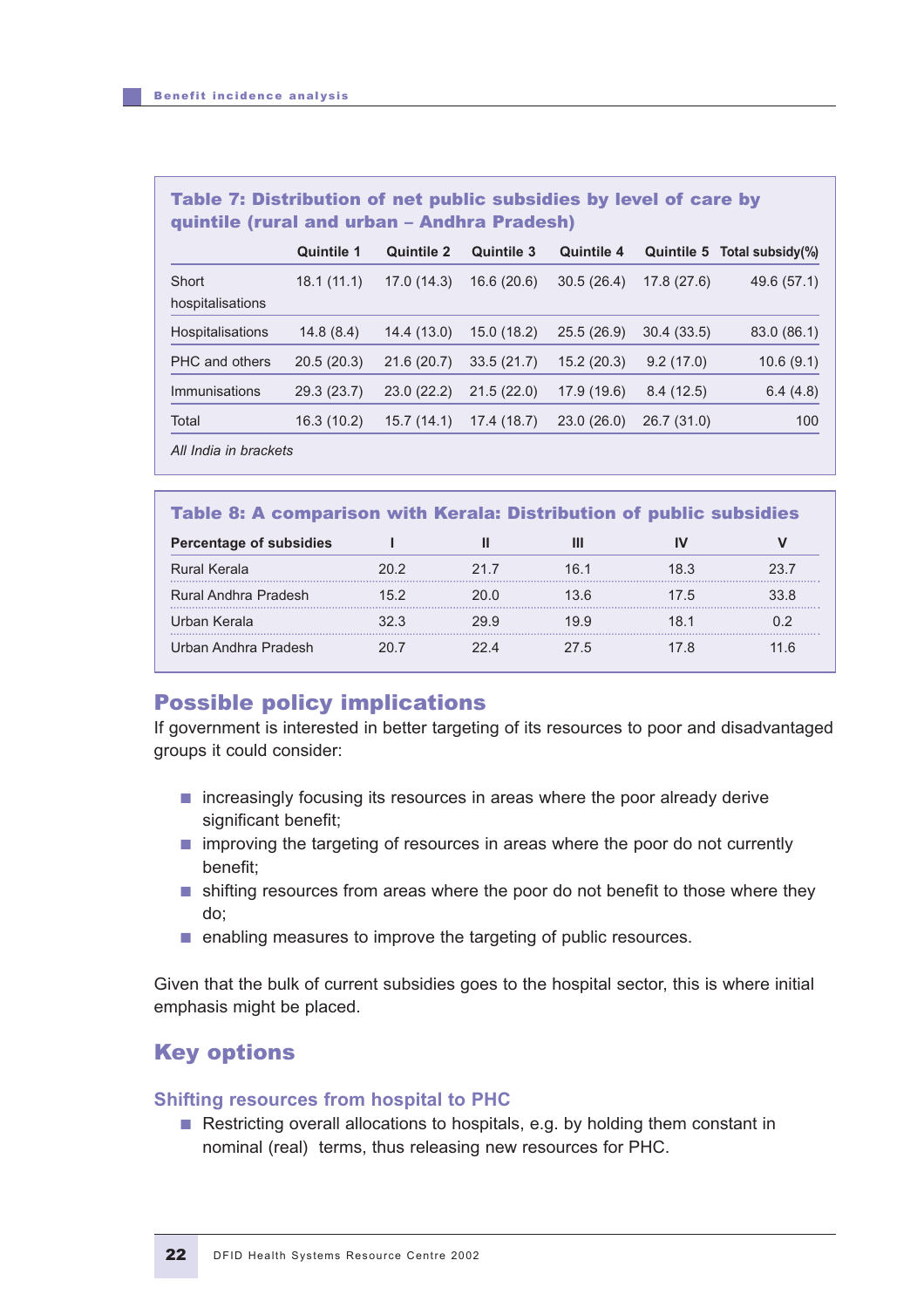**Table 7: Distribution of net public subsidies by level of care by quintile (rural and urban – Andhra Pradesh)**

| | Quintile 1 | Quintile 2 | Quintile 3 | Quintile 4 | Quintile 5 | Total subsidy(%) |
|---|---|---|---|---|---|---|
| Short hospitalisations | 18.1 (11.1) | 17.0 (14.3) | 16.6 (20.6) | 30.5 (26.4) | 17.8 (27.6) | 49.6 (57.1) |
| Hospitalisations | 14.8 (8.4) | 14.4 (13.0) | 15.0 (18.2) | 25.5 (26.9) | 30.4 (33.5) | 83.0 (86.1) |
| PHC and others | 20.5 (20.3) | 21.6 (20.7) | 33.5 (21.7) | 15.2 (20.3) | 9.2 (17.0) | 10.6 (9.1) |
| Immunisations | 29.3 (23.7) | 23.0 (22.2) | 21.5 (22.0) | 17.9 (19.6) | 8.4 (12.5) | 6.4 (4.8) |
| Total | 16.3 (10.2) | 15.7 (14.1) | 17.4 (18.7) | 23.0 (26.0) | 26.7 (31.0) | 100 |

*All India in brackets*

**Table 8: A comparison with Kerala: Distribution of public subsidies**

| Percentage of subsidies | I | II | III | IV | V |
|---|---|---|---|---|---|
| Rural Kerala | 20.2 | 21.7 | 16.1 | 18.3 | 23.7 |
| Rural Andhra Pradesh | 15.2 | 20.0 | 13.6 | 17.5 | 33.8 |
| Urban Kerala | 32.3 | 29.9 | 19.9 | 18.1 | 0.2 |
| Urban Andhra Pradesh | 20.7 | 22.4 | 27.5 | 17.8 | 11.6 |

## Possible policy implications

If government is interested in better targeting of its resources to poor and disadvantaged groups it could consider:

- increasingly focusing its resources in areas where the poor already derive significant benefit;
- improving the targeting of resources in areas where the poor do not currently benefit;
- shifting resources from areas where the poor do not benefit to those where they do;
- enabling measures to improve the targeting of public resources.

Given that the bulk of current subsidies goes to the hospital sector, this is where initial emphasis might be placed.

## Key options

### Shifting resources from hospital to PHC

- Restricting overall allocations to hospitals, e.g. by holding them constant in nominal (real) terms, thus releasing new resources for PHC.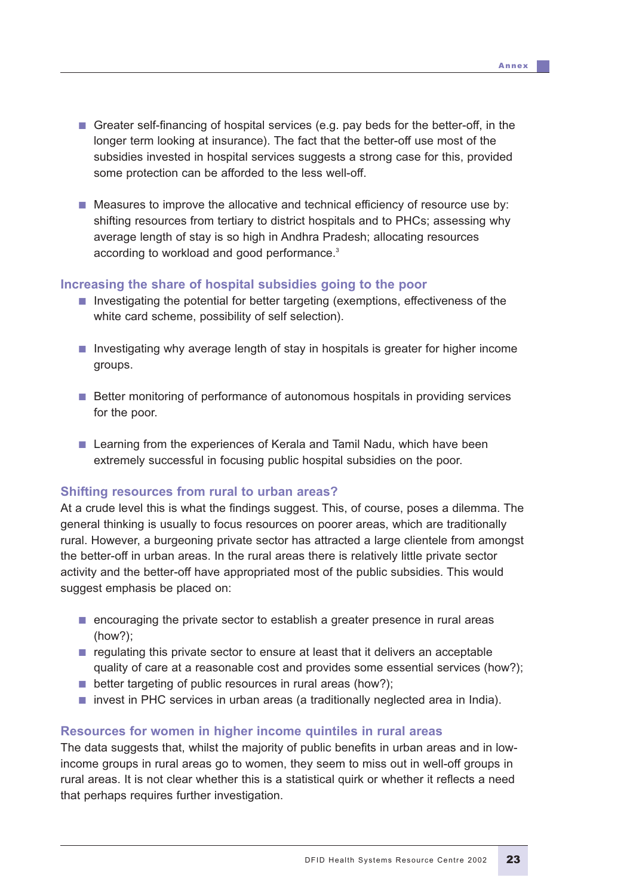- Greater self-financing of hospital services (e.g. pay beds for the better-off, in the longer term looking at insurance). The fact that the better-off use most of the subsidies invested in hospital services suggests a strong case for this, provided some protection can be afforded to the less well-off.

- Measures to improve the allocative and technical efficiency of resource use by: shifting resources from tertiary to district hospitals and to PHCs; assessing why average length of stay is so high in Andhra Pradesh; allocating resources according to workload and good performance.[3]

### Increasing the share of hospital subsidies going to the poor

- Investigating the potential for better targeting (exemptions, effectiveness of the white card scheme, possibility of self selection).

- Investigating why average length of stay in hospitals is greater for higher income groups.

- Better monitoring of performance of autonomous hospitals in providing services for the poor.

- Learning from the experiences of Kerala and Tamil Nadu, which have been extremely successful in focusing public hospital subsidies on the poor.

### Shifting resources from rural to urban areas?

At a crude level this is what the findings suggest. This, of course, poses a dilemma. The general thinking is usually to focus resources on poorer areas, which are traditionally rural. However, a burgeoning private sector has attracted a large clientele from amongst the better-off in urban areas. In the rural areas there is relatively little private sector activity and the better-off have appropriated most of the public subsidies. This would suggest emphasis be placed on:

- encouraging the private sector to establish a greater presence in rural areas (how?);
- regulating this private sector to ensure at least that it delivers an acceptable quality of care at a reasonable cost and provides some essential services (how?);
- better targeting of public resources in rural areas (how?);
- invest in PHC services in urban areas (a traditionally neglected area in India).

### Resources for women in higher income quintiles in rural areas

The data suggests that, whilst the majority of public benefits in urban areas and in low-income groups in rural areas go to women, they seem to miss out in well-off groups in rural areas. It is not clear whether this is a statistical quirk or whether it reflects a need that perhaps requires further investigation.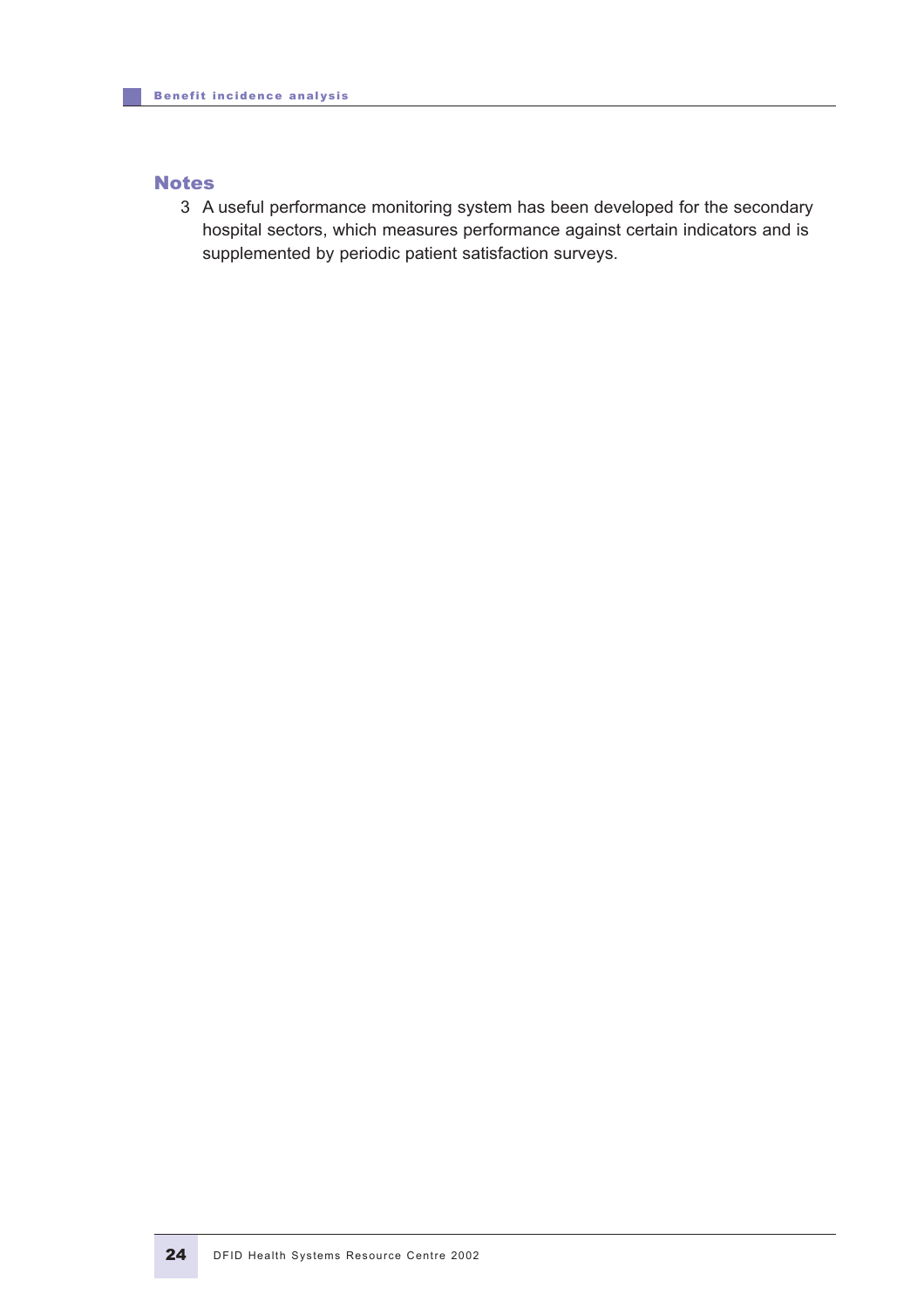## Notes

3 A useful performance monitoring system has been developed for the secondary hospital sectors, which measures performance against certain indicators and is supplemented by periodic patient satisfaction surveys.